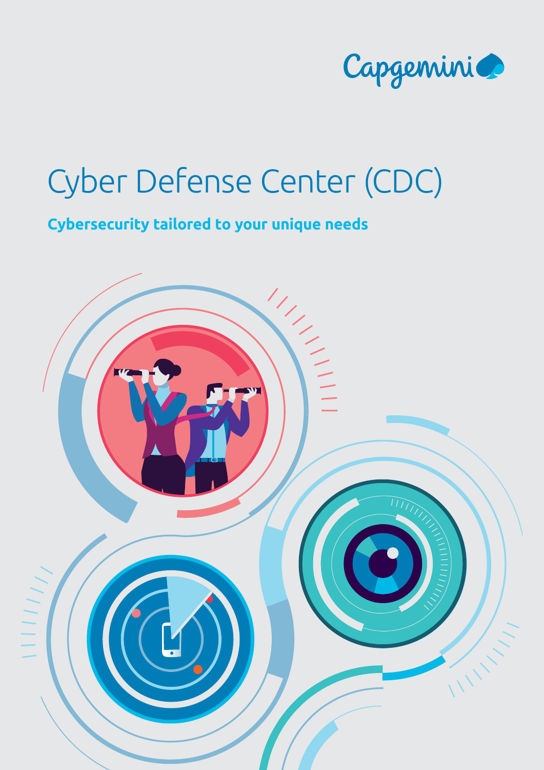Capgemini

# Cyber Defense Center (CDC)

**Cybersecurity tailored to your unique needs**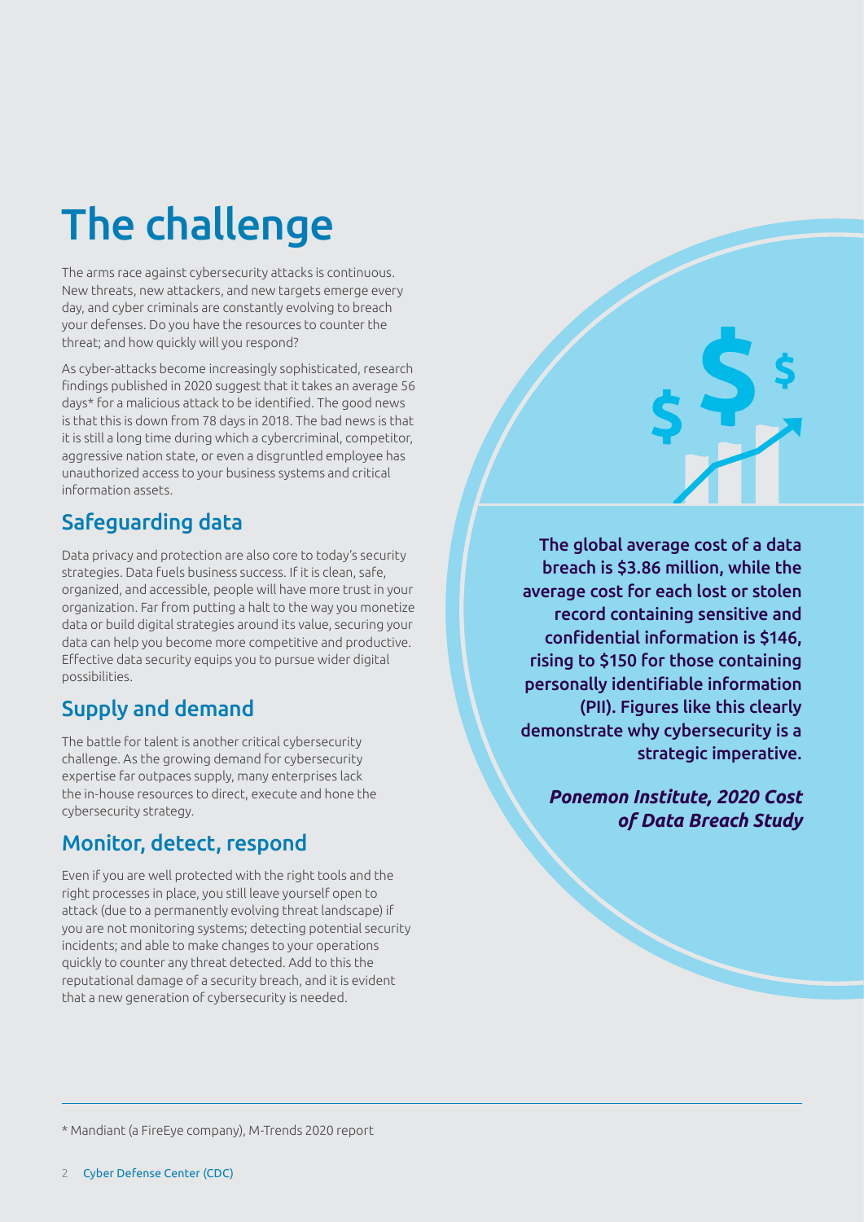# The challenge

The arms race against cybersecurity attacks is continuous. New threats, new attackers, and new targets emerge every day, and cyber criminals are constantly evolving to breach your defenses. Do you have the resources to counter the threat; and how quickly will you respond?

As cyber-attacks become increasingly sophisticated, research findings published in 2020 suggest that it takes an average 56 days* for a malicious attack to be identified. The good news is that this is down from 78 days in 2018. The bad news is that it is still a long time during which a cybercriminal, competitor, aggressive nation state, or even a disgruntled employee has unauthorized access to your business systems and critical information assets.

## Safeguarding data

Data privacy and protection are also core to today's security strategies. Data fuels business success. If it is clean, safe, organized, and accessible, people will have more trust in your organization. Far from putting a halt to the way you monetize data or build digital strategies around its value, securing your data can help you become more competitive and productive. Effective data security equips you to pursue wider digital possibilities.

## Supply and demand

The battle for talent is another critical cybersecurity challenge. As the growing demand for cybersecurity expertise far outpaces supply, many enterprises lack the in-house resources to direct, execute and hone the cybersecurity strategy.

## Monitor, detect, respond

Even if you are well protected with the right tools and the right processes in place, you still leave yourself open to attack (due to a permanently evolving threat landscape) if you are not monitoring systems; detecting potential security incidents; and able to make changes to your operations quickly to counter any threat detected. Add to this the reputational damage of a security breach, and it is evident that a new generation of cybersecurity is needed.

**The global average cost of a data breach is $3.86 million, while the average cost for each lost or stolen record containing sensitive and confidential information is $146, rising to $150 for those containing personally identifiable information (PII). Figures like this clearly demonstrate why cybersecurity is a strategic imperative.**

***Ponemon Institute, 2020 Cost of Data Breach Study***

---

* Mandiant (a FireEye company), M-Trends 2020 report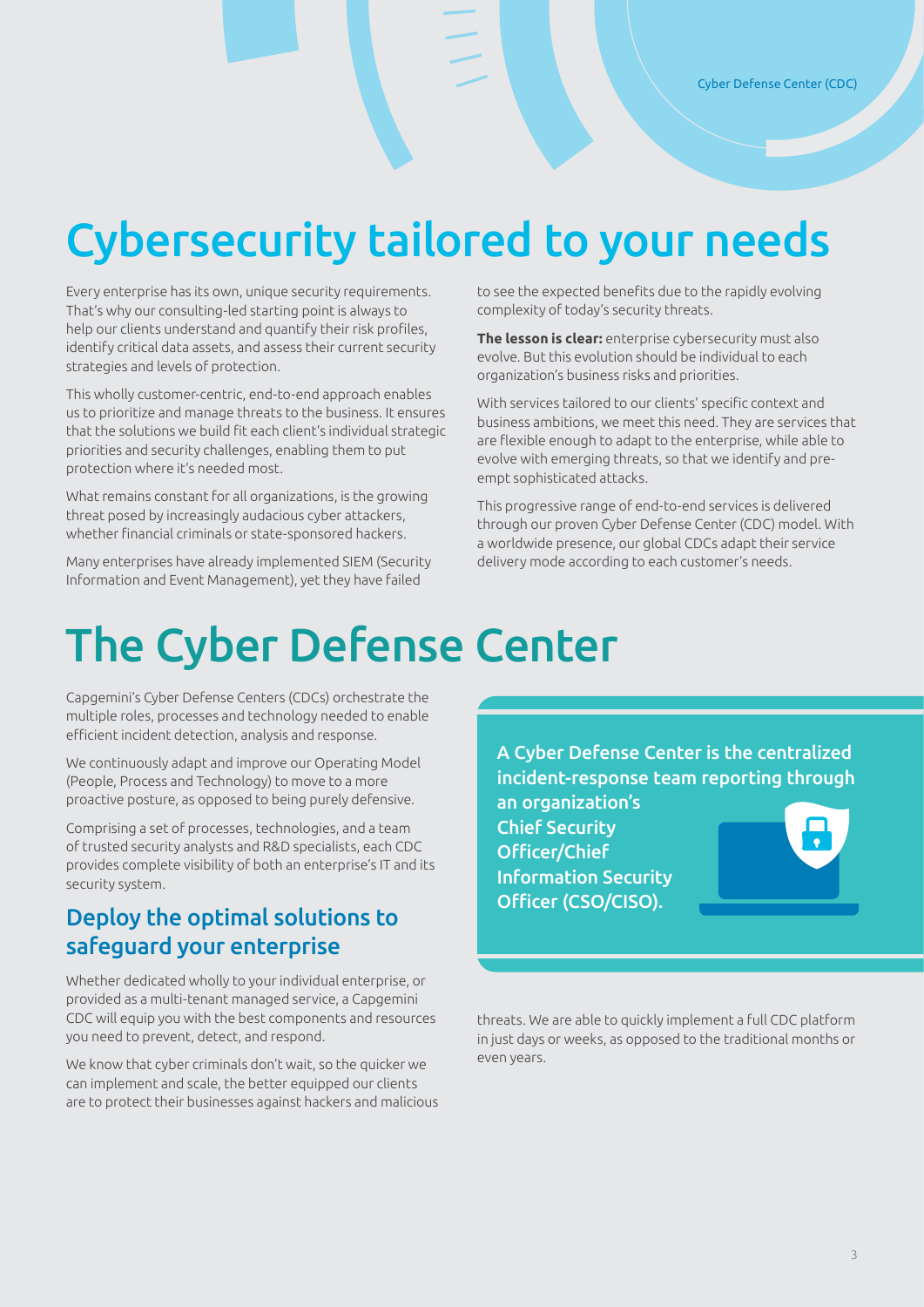# Cybersecurity tailored to your needs

Every enterprise has its own, unique security requirements. That's why our consulting-led starting point is always to help our clients understand and quantify their risk profiles, identify critical data assets, and assess their current security strategies and levels of protection.

This wholly customer-centric, end-to-end approach enables us to prioritize and manage threats to the business. It ensures that the solutions we build fit each client's individual strategic priorities and security challenges, enabling them to put protection where it's needed most.

What remains constant for all organizations, is the growing threat posed by increasingly audacious cyber attackers, whether financial criminals or state-sponsored hackers.

Many enterprises have already implemented SIEM (Security Information and Event Management), yet they have failed to see the expected benefits due to the rapidly evolving complexity of today's security threats.

**The lesson is clear:** enterprise cybersecurity must also evolve. But this evolution should be individual to each organization's business risks and priorities.

With services tailored to our clients' specific context and business ambitions, we meet this need. They are services that are flexible enough to adapt to the enterprise, while able to evolve with emerging threats, so that we identify and pre-empt sophisticated attacks.

This progressive range of end-to-end services is delivered through our proven Cyber Defense Center (CDC) model. With a worldwide presence, our global CDCs adapt their service delivery mode according to each customer's needs.

# The Cyber Defense Center

Capgemini's Cyber Defense Centers (CDCs) orchestrate the multiple roles, processes and technology needed to enable efficient incident detection, analysis and response.

We continuously adapt and improve our Operating Model (People, Process and Technology) to move to a more proactive posture, as opposed to being purely defensive.

Comprising a set of processes, technologies, and a team of trusted security analysts and R&D specialists, each CDC provides complete visibility of both an enterprise's IT and its security system.

## Deploy the optimal solutions to safeguard your enterprise

Whether dedicated wholly to your individual enterprise, or provided as a multi-tenant managed service, a Capgemini CDC will equip you with the best components and resources you need to prevent, detect, and respond.

We know that cyber criminals don't wait, so the quicker we can implement and scale, the better equipped our clients are to protect their businesses against hackers and malicious threats. We are able to quickly implement a full CDC platform in just days or weeks, as opposed to the traditional months or even years.

**A Cyber Defense Center is the centralized incident-response team reporting through an organization's Chief Security Officer/Chief Information Security Officer (CSO/CISO).**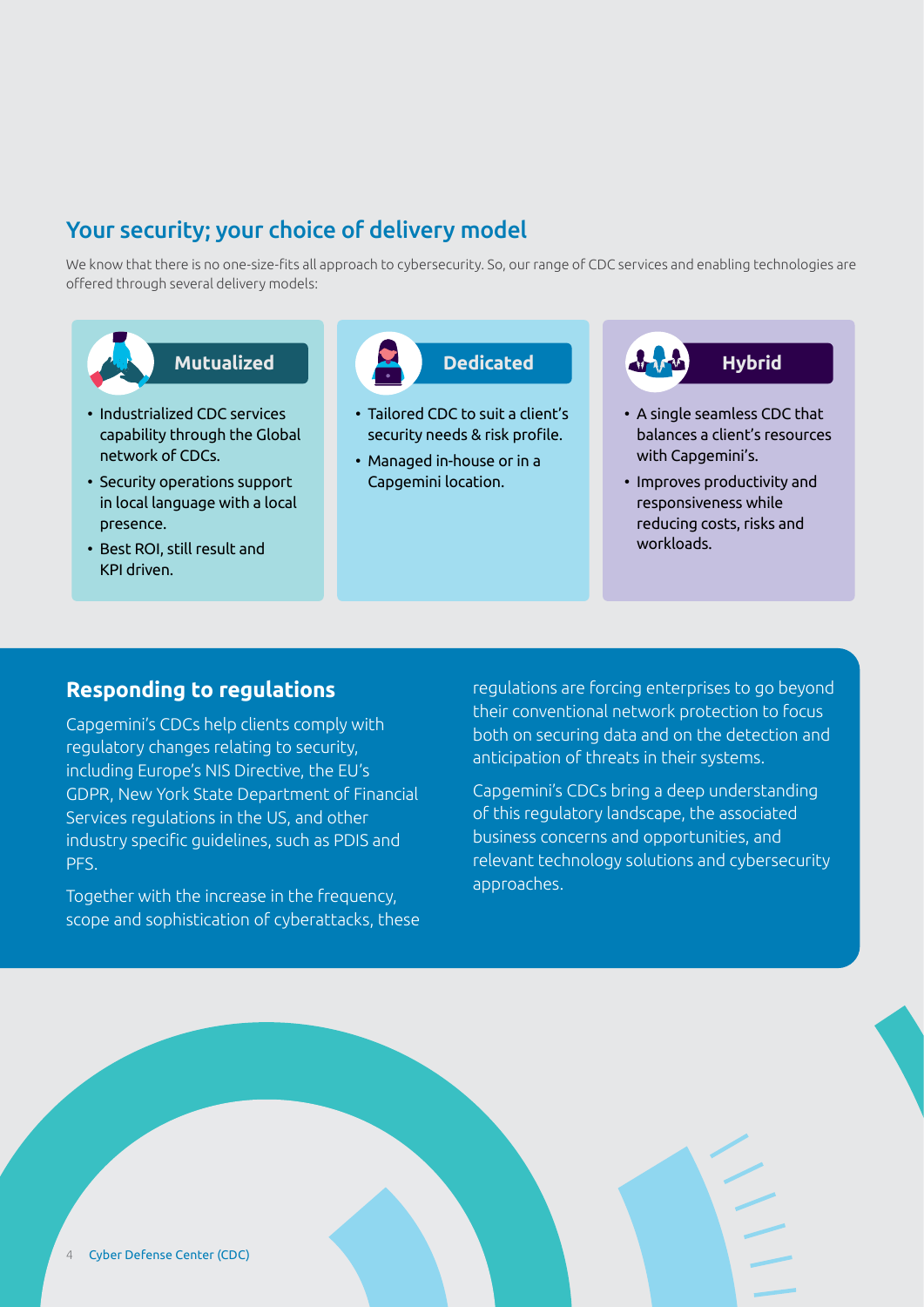## Your security; your choice of delivery model

We know that there is no one-size-fits all approach to cybersecurity. So, our range of CDC services and enabling technologies are offered through several delivery models:

### Mutualized

- Industrialized CDC services capability through the Global network of CDCs.
- Security operations support in local language with a local presence.
- Best ROI, still result and KPI driven.

### Dedicated

- Tailored CDC to suit a client's security needs & risk profile.
- Managed in-house or in a Capgemini location.

### Hybrid

- A single seamless CDC that balances a client's resources with Capgemini's.
- Improves productivity and responsiveness while reducing costs, risks and workloads.

## Responding to regulations

Capgemini's CDCs help clients comply with regulatory changes relating to security, including Europe's NIS Directive, the EU's GDPR, New York State Department of Financial Services regulations in the US, and other industry specific guidelines, such as PDIS and PFS.

Together with the increase in the frequency, scope and sophistication of cyberattacks, these regulations are forcing enterprises to go beyond their conventional network protection to focus both on securing data and on the detection and anticipation of threats in their systems.

Capgemini's CDCs bring a deep understanding of this regulatory landscape, the associated business concerns and opportunities, and relevant technology solutions and cybersecurity approaches.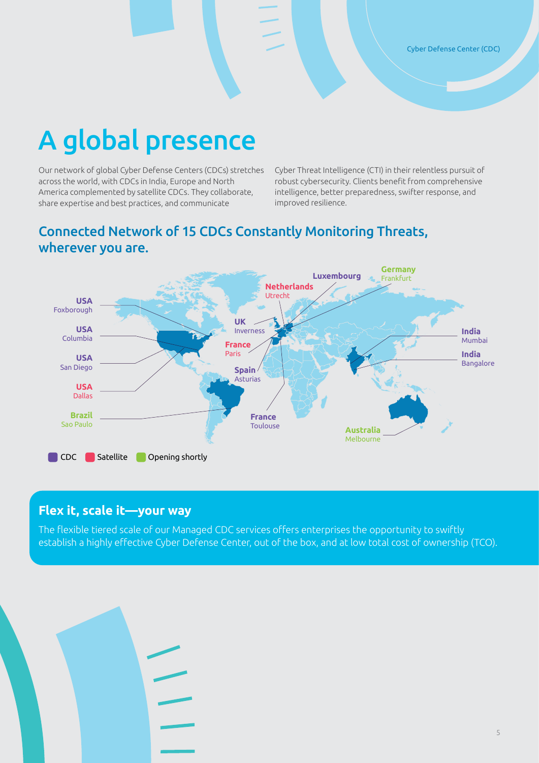Cyber Defense Center (CDC)

# A global presence

Our network of global Cyber Defense Centers (CDCs) stretches across the world, with CDCs in India, Europe and North America complemented by satellite CDCs. They collaborate, share expertise and best practices, and communicate Cyber Threat Intelligence (CTI) in their relentless pursuit of robust cybersecurity. Clients benefit from comprehensive intelligence, better preparedness, swifter response, and improved resilience.

## Connected Network of 15 CDCs Constantly Monitoring Threats, wherever you are.

**USA** Foxborough
**USA** Columbia
**USA** San Diego
**USA** Dallas
**Brazil** Sao Paulo
**UK** Inverness
**France** Paris
**Spain** Asturias
**France** Toulouse
**Netherlands** Utrecht
**Luxembourg**
**Germany** Frankfurt
**India** Mumbai
**India** Bangalore
**Australia** Melbourne

CDC | Satellite | Opening shortly

## Flex it, scale it—your way

The flexible tiered scale of our Managed CDC services offers enterprises the opportunity to swiftly establish a highly effective Cyber Defense Center, out of the box, and at low total cost of ownership (TCO).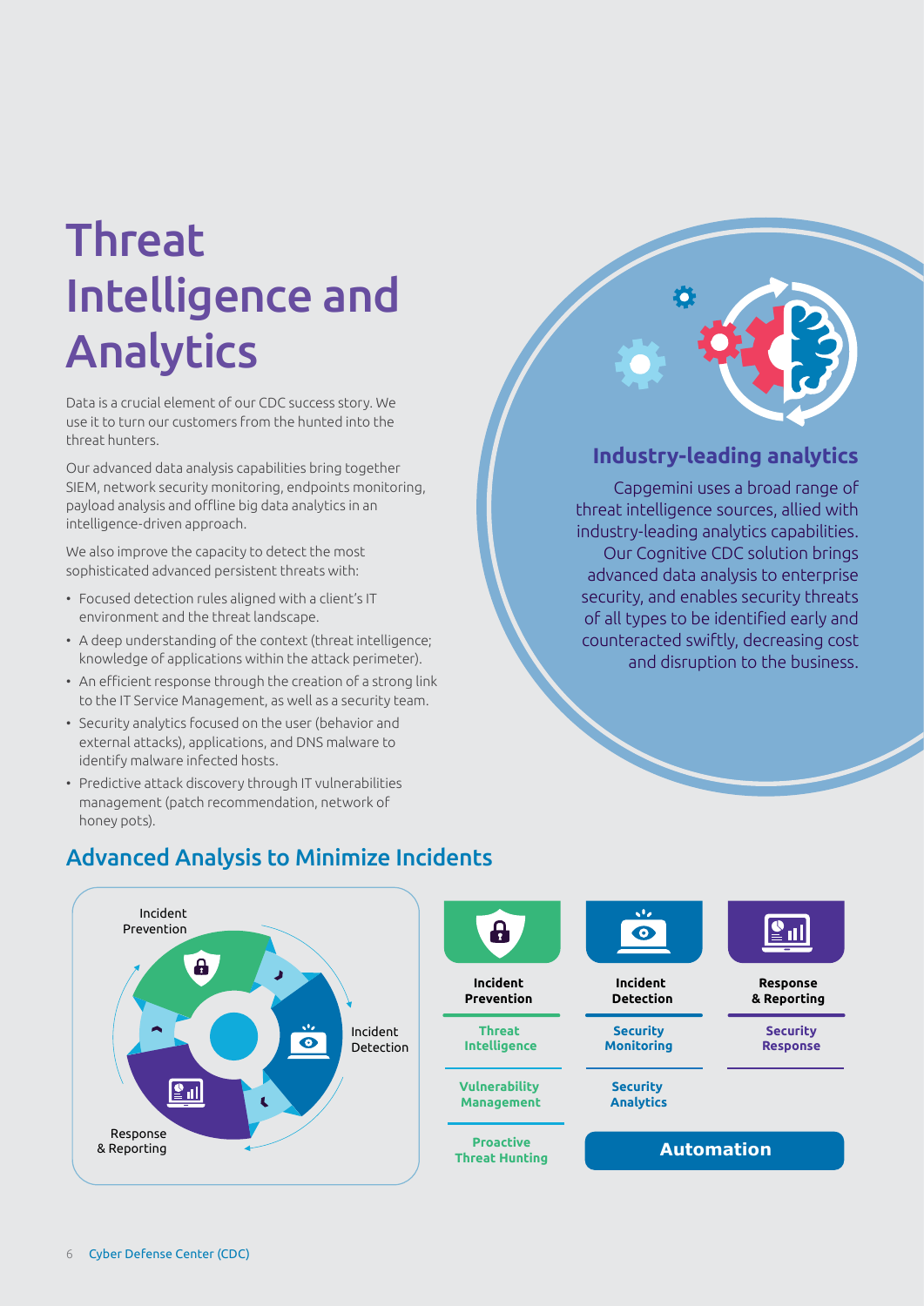# Threat Intelligence and Analytics

Data is a crucial element of our CDC success story. We use it to turn our customers from the hunted into the threat hunters.

Our advanced data analysis capabilities bring together SIEM, network security monitoring, endpoints monitoring, payload analysis and offline big data analytics in an intelligence-driven approach.

We also improve the capacity to detect the most sophisticated advanced persistent threats with:

- Focused detection rules aligned with a client's IT environment and the threat landscape.
- A deep understanding of the context (threat intelligence; knowledge of applications within the attack perimeter).
- An efficient response through the creation of a strong link to the IT Service Management, as well as a security team.
- Security analytics focused on the user (behavior and external attacks), applications, and DNS malware to identify malware infected hosts.
- Predictive attack discovery through IT vulnerabilities management (patch recommendation, network of honey pots).

### Industry-leading analytics

Capgemini uses a broad range of threat intelligence sources, allied with industry-leading analytics capabilities. Our Cognitive CDC solution brings advanced data analysis to enterprise security, and enables security threats of all types to be identified early and counteracted swiftly, decreasing cost and disruption to the business.

## Advanced Analysis to Minimize Incidents

Incident Prevention

Incident Detection

Response & Reporting

| Incident Prevention | Incident Detection | Response & Reporting |
|---|---|---|
| Threat Intelligence | Security Monitoring | Security Response |
| Vulnerability Management | Security Analytics | |
| Proactive Threat Hunting | Automation | |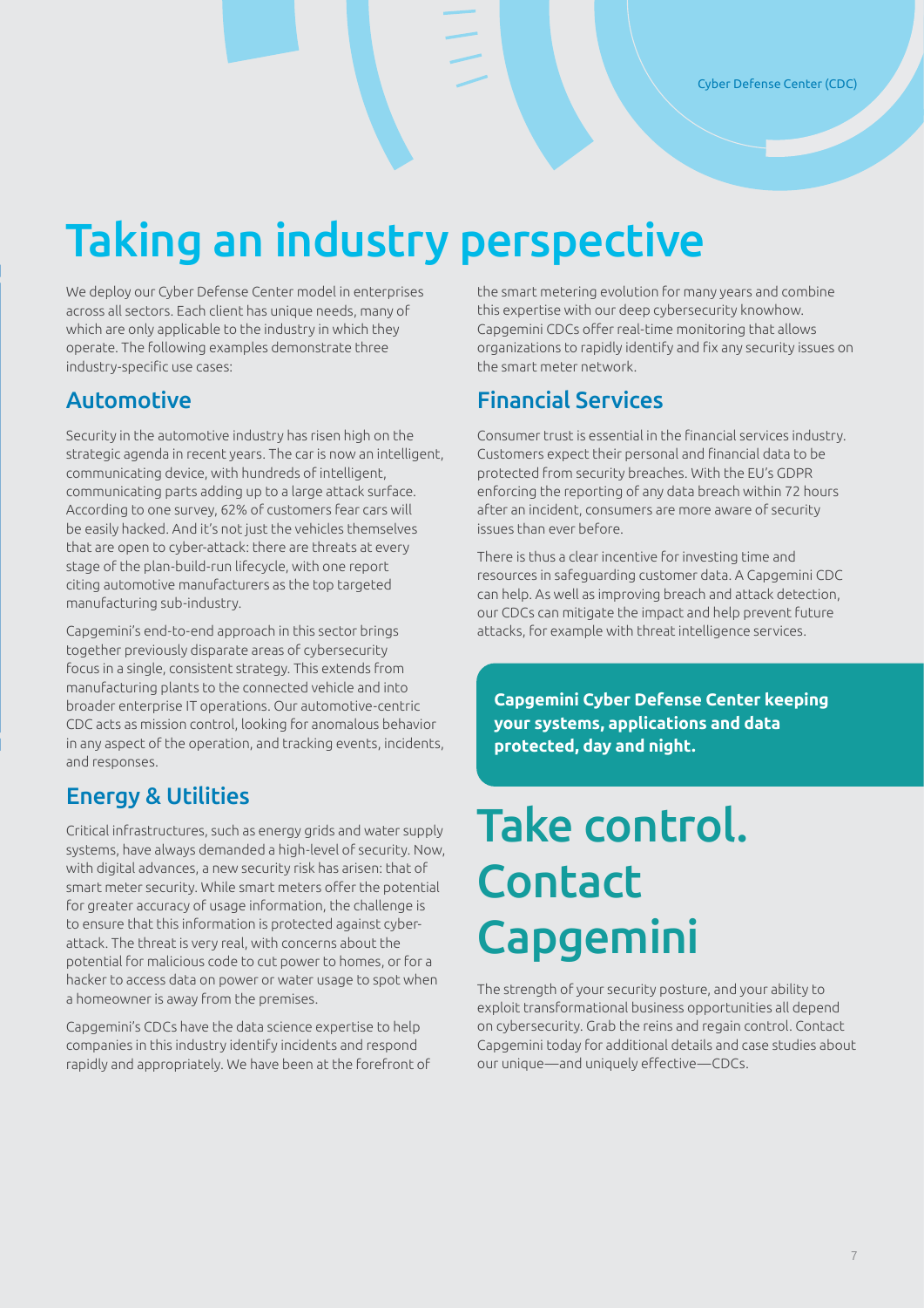# Taking an industry perspective

We deploy our Cyber Defense Center model in enterprises across all sectors. Each client has unique needs, many of which are only applicable to the industry in which they operate. The following examples demonstrate three industry-specific use cases:

## Automotive

Security in the automotive industry has risen high on the strategic agenda in recent years. The car is now an intelligent, communicating device, with hundreds of intelligent, communicating parts adding up to a large attack surface. According to one survey, 62% of customers fear cars will be easily hacked. And it's not just the vehicles themselves that are open to cyber-attack: there are threats at every stage of the plan-build-run lifecycle, with one report citing automotive manufacturers as the top targeted manufacturing sub-industry.

Capgemini's end-to-end approach in this sector brings together previously disparate areas of cybersecurity focus in a single, consistent strategy. This extends from manufacturing plants to the connected vehicle and into broader enterprise IT operations. Our automotive-centric CDC acts as mission control, looking for anomalous behavior in any aspect of the operation, and tracking events, incidents, and responses.

## Energy & Utilities

Critical infrastructures, such as energy grids and water supply systems, have always demanded a high-level of security. Now, with digital advances, a new security risk has arisen: that of smart meter security. While smart meters offer the potential for greater accuracy of usage information, the challenge is to ensure that this information is protected against cyber-attack. The threat is very real, with concerns about the potential for malicious code to cut power to homes, or for a hacker to access data on power or water usage to spot when a homeowner is away from the premises.

Capgemini's CDCs have the data science expertise to help companies in this industry identify incidents and respond rapidly and appropriately. We have been at the forefront of the smart metering evolution for many years and combine this expertise with our deep cybersecurity knowhow. Capgemini CDCs offer real-time monitoring that allows organizations to rapidly identify and fix any security issues on the smart meter network.

## Financial Services

Consumer trust is essential in the financial services industry. Customers expect their personal and financial data to be protected from security breaches. With the EU's GDPR enforcing the reporting of any data breach within 72 hours after an incident, consumers are more aware of security issues than ever before.

There is thus a clear incentive for investing time and resources in safeguarding customer data. A Capgemini CDC can help. As well as improving breach and attack detection, our CDCs can mitigate the impact and help prevent future attacks, for example with threat intelligence services.

**Capgemini Cyber Defense Center keeping your systems, applications and data protected, day and night.**

# Take control. Contact Capgemini

The strength of your security posture, and your ability to exploit transformational business opportunities all depend on cybersecurity. Grab the reins and regain control. Contact Capgemini today for additional details and case studies about our unique—and uniquely effective—CDCs.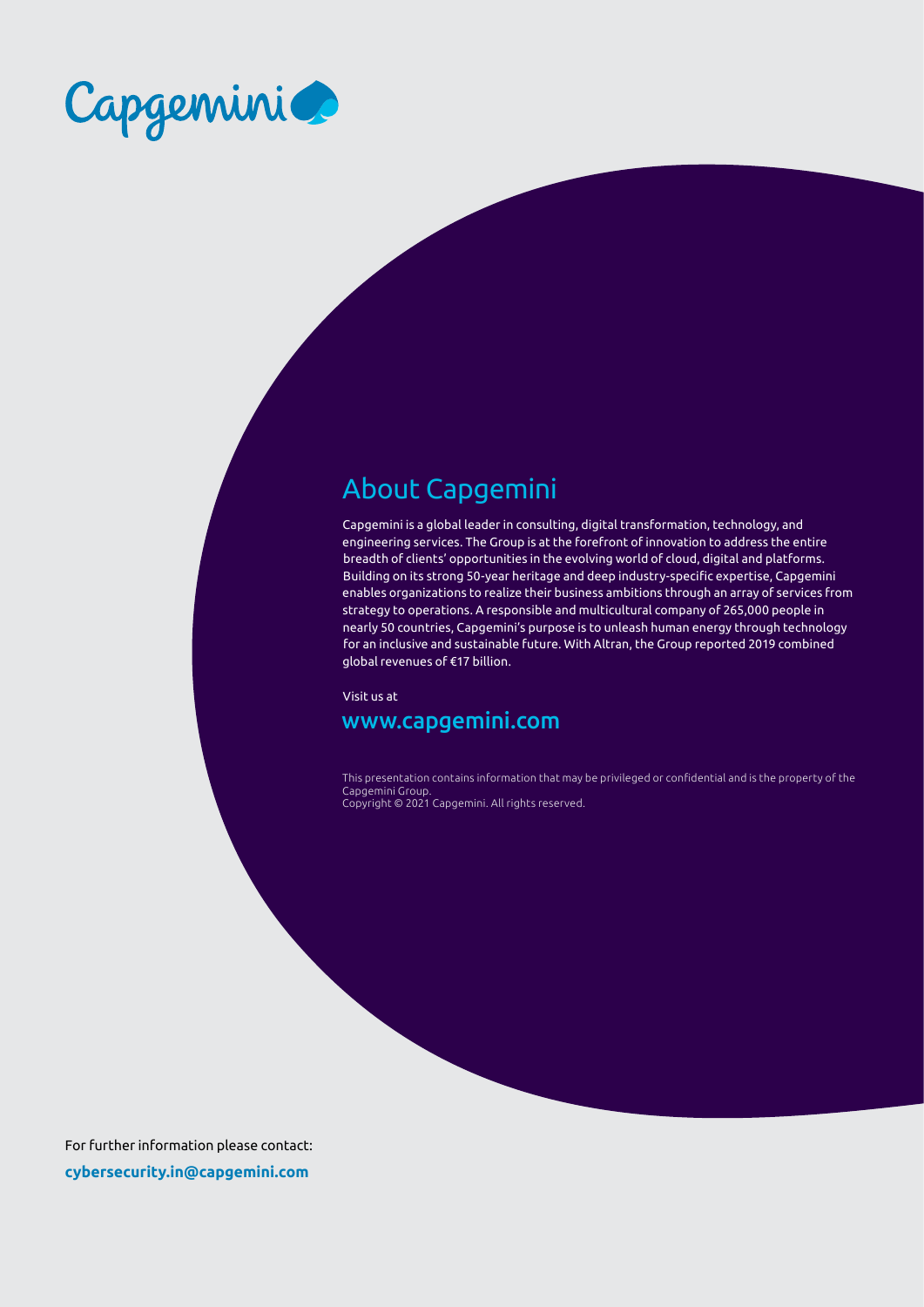## About Capgemini

Capgemini is a global leader in consulting, digital transformation, technology, and engineering services. The Group is at the forefront of innovation to address the entire breadth of clients' opportunities in the evolving world of cloud, digital and platforms. Building on its strong 50-year heritage and deep industry-specific expertise, Capgemini enables organizations to realize their business ambitions through an array of services from strategy to operations. A responsible and multicultural company of 265,000 people in nearly 50 countries, Capgemini's purpose is to unleash human energy through technology for an inclusive and sustainable future. With Altran, the Group reported 2019 combined global revenues of €17 billion.

Visit us at

### www.capgemini.com

This presentation contains information that may be privileged or confidential and is the property of the Capgemini Group.
Copyright © 2021 Capgemini. All rights reserved.

For further information please contact:

**cybersecurity.in@capgemini.com**